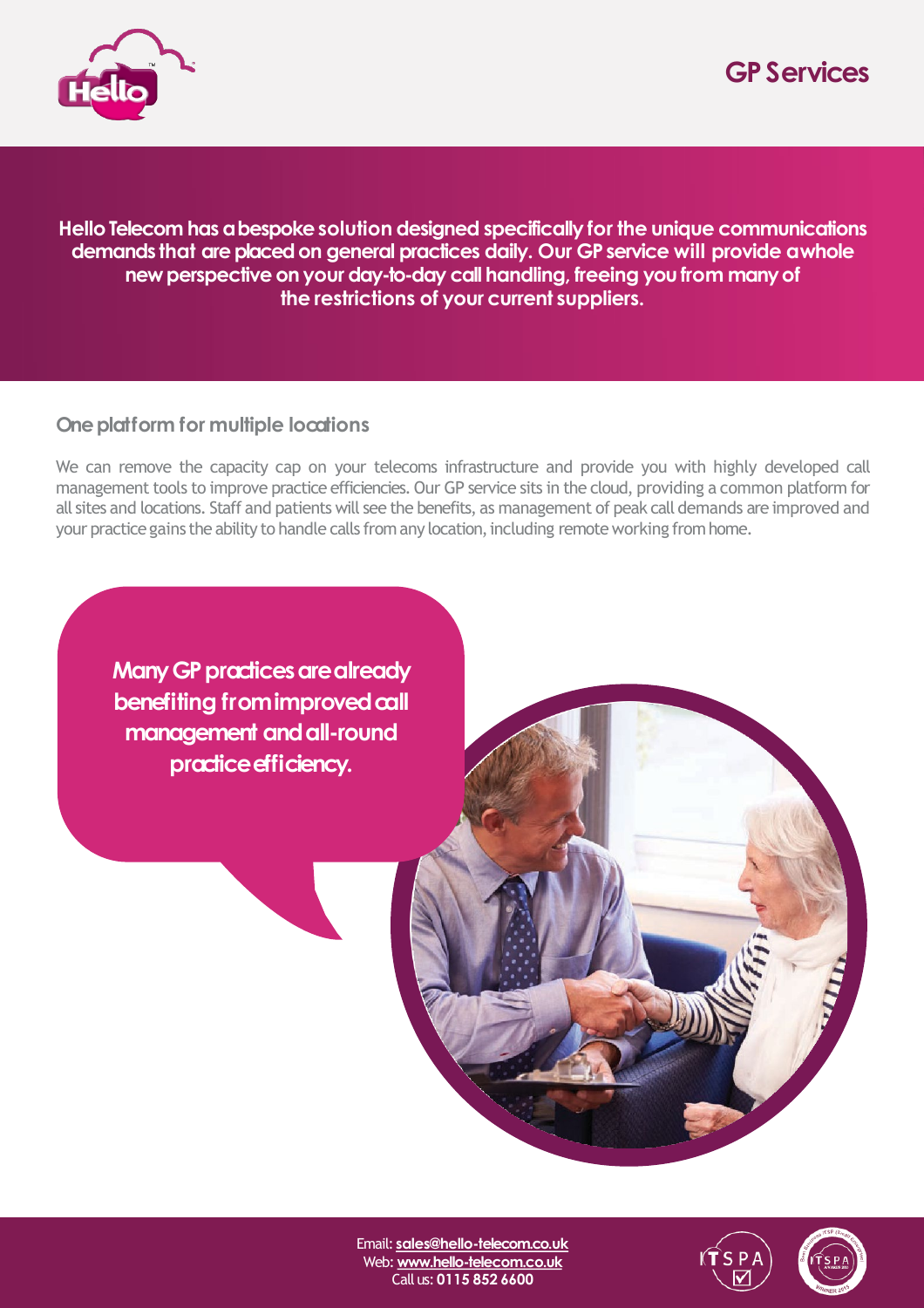# GP Services

**Hello Telecom has a bespoke solution designed specifically for the unique communications demands that are placed on general practices daily. Our GP service will provide a whole new perspective on your day-to-day call handling, freeing you from many of the restrictions of your current suppliers.**

## One platform for multiple locations

We can remove the capacity cap on your telecoms infrastructure and provide you with highly developed call management tools to improve practice efficiencies. Our GP service sits in the cloud, providing a common platform for all sites and locations. Staff and patients will see the benefits, as management of peak call demands are improved and your practice gains the ability to handle calls from any location, including remote working from home.

**Many GP practices are already benefiting from improved call management and all-round practice efficiency.**

Email: sales@hello-telecom.co.uk
Web: www.hello-telecom.co.uk
Call us: **0115 852 6600**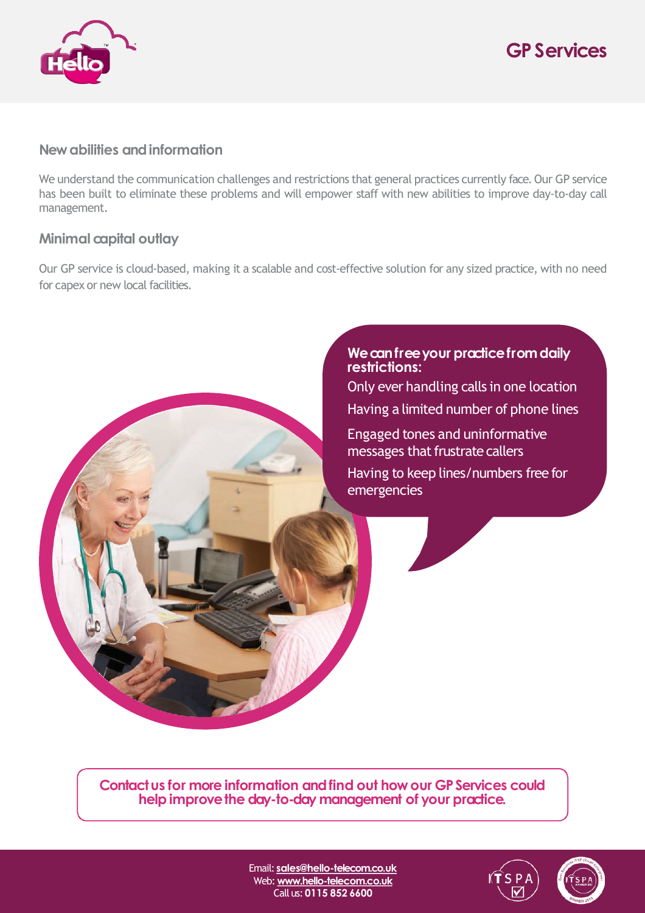# GP Services

## New abilities and information

We understand the communication challenges and restrictions that general practices currently face. Our GP service has been built to eliminate these problems and will empower staff with new abilities to improve day-to-day call management.

## Minimal capital outlay

Our GP service is cloud-based, making it a scalable and cost-effective solution for any sized practice, with no need for capex or new local facilities.

**We can free your practice from daily restrictions:**

- Only ever handling calls in one location
- Having a limited number of phone lines
- Engaged tones and uninformative messages that frustrate callers
- Having to keep lines/numbers free for emergencies

**Contact us for more information and find out how our GP Services could help improve the day-to-day management of your practice.**

Email: sales@hello-telecom.co.uk
Web: www.hello-telecom.co.uk
Call us: **0115 852 6600**